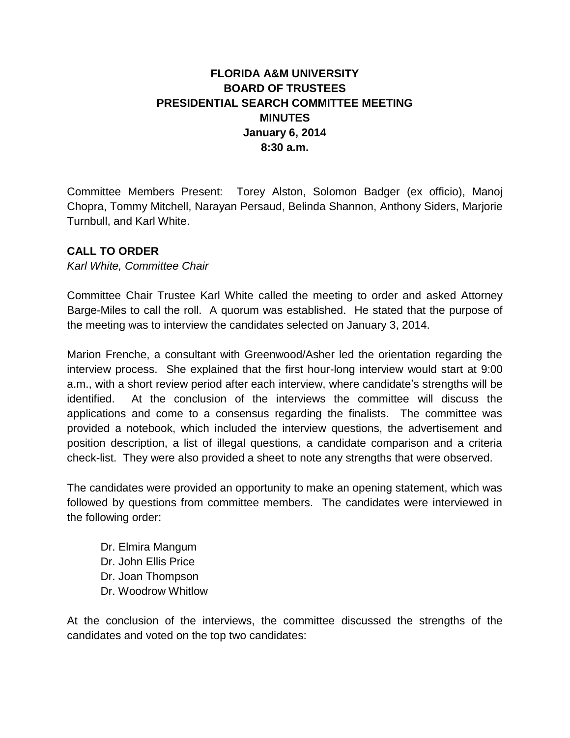# FLORIDA A&M UNIVERSITY
# BOARD OF TRUSTEES
# PRESIDENTIAL SEARCH COMMITTEE MEETING
# MINUTES
**January 6, 2014**
**8:30 a.m.**

Committee Members Present: Torey Alston, Solomon Badger (ex officio), Manoj Chopra, Tommy Mitchell, Narayan Persaud, Belinda Shannon, Anthony Siders, Marjorie Turnbull, and Karl White.

**CALL TO ORDER**
*Karl White, Committee Chair*

Committee Chair Trustee Karl White called the meeting to order and asked Attorney Barge-Miles to call the roll. A quorum was established. He stated that the purpose of the meeting was to interview the candidates selected on January 3, 2014.

Marion Frenche, a consultant with Greenwood/Asher led the orientation regarding the interview process. She explained that the first hour-long interview would start at 9:00 a.m., with a short review period after each interview, where candidate's strengths will be identified. At the conclusion of the interviews the committee will discuss the applications and come to a consensus regarding the finalists. The committee was provided a notebook, which included the interview questions, the advertisement and position description, a list of illegal questions, a candidate comparison and a criteria check-list. They were also provided a sheet to note any strengths that were observed.

The candidates were provided an opportunity to make an opening statement, which was followed by questions from committee members. The candidates were interviewed in the following order:

Dr. Elmira Mangum
Dr. John Ellis Price
Dr. Joan Thompson
Dr. Woodrow Whitlow

At the conclusion of the interviews, the committee discussed the strengths of the candidates and voted on the top two candidates: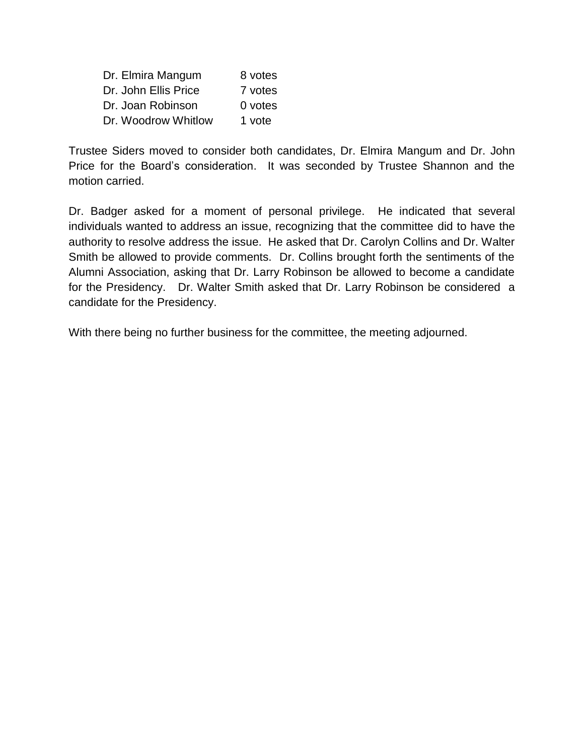| | |
|---|---|
| Dr. Elmira Mangum | 8 votes |
| Dr. John Ellis Price | 7 votes |
| Dr. Joan Robinson | 0 votes |
| Dr. Woodrow Whitlow | 1 vote |

Trustee Siders moved to consider both candidates, Dr. Elmira Mangum and Dr. John Price for the Board's consideration. It was seconded by Trustee Shannon and the motion carried.

Dr. Badger asked for a moment of personal privilege. He indicated that several individuals wanted to address an issue, recognizing that the committee did to have the authority to resolve address the issue. He asked that Dr. Carolyn Collins and Dr. Walter Smith be allowed to provide comments. Dr. Collins brought forth the sentiments of the Alumni Association, asking that Dr. Larry Robinson be allowed to become a candidate for the Presidency. Dr. Walter Smith asked that Dr. Larry Robinson be considered a candidate for the Presidency.

With there being no further business for the committee, the meeting adjourned.